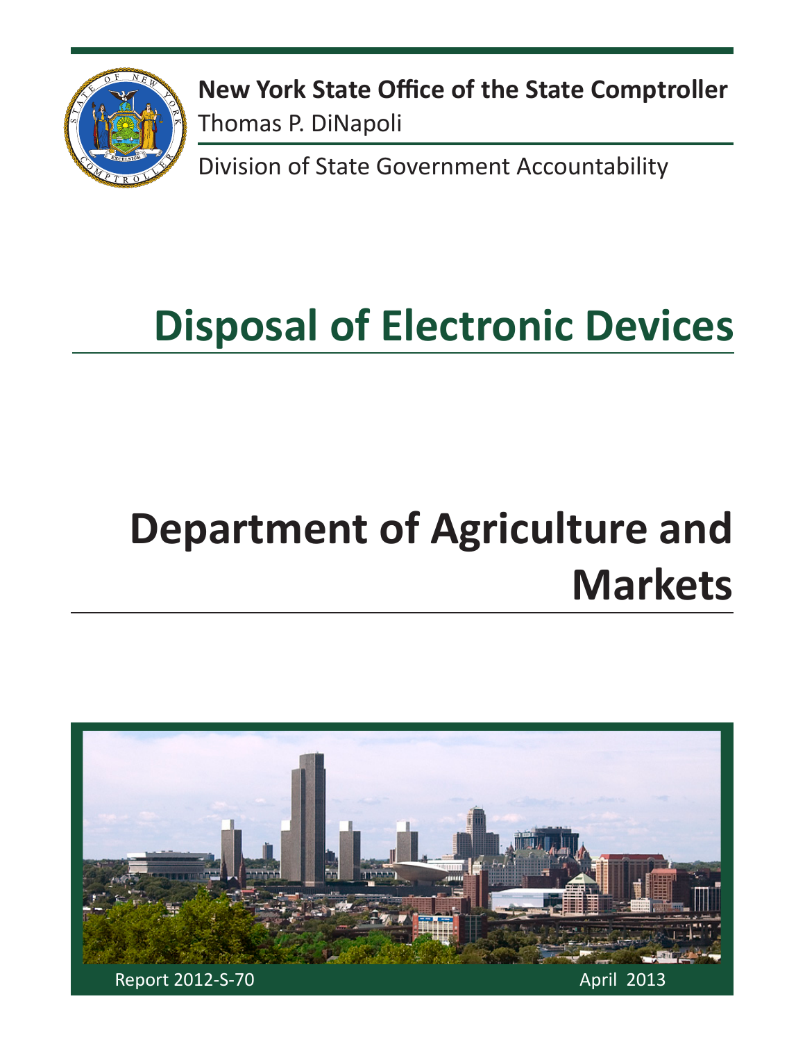**New York State Office of the State Comptroller**
Thomas P. DiNapoli

Division of State Government Accountability

# Disposal of Electronic Devices

# Department of Agriculture and Markets

Report 2012-S-70

April 2013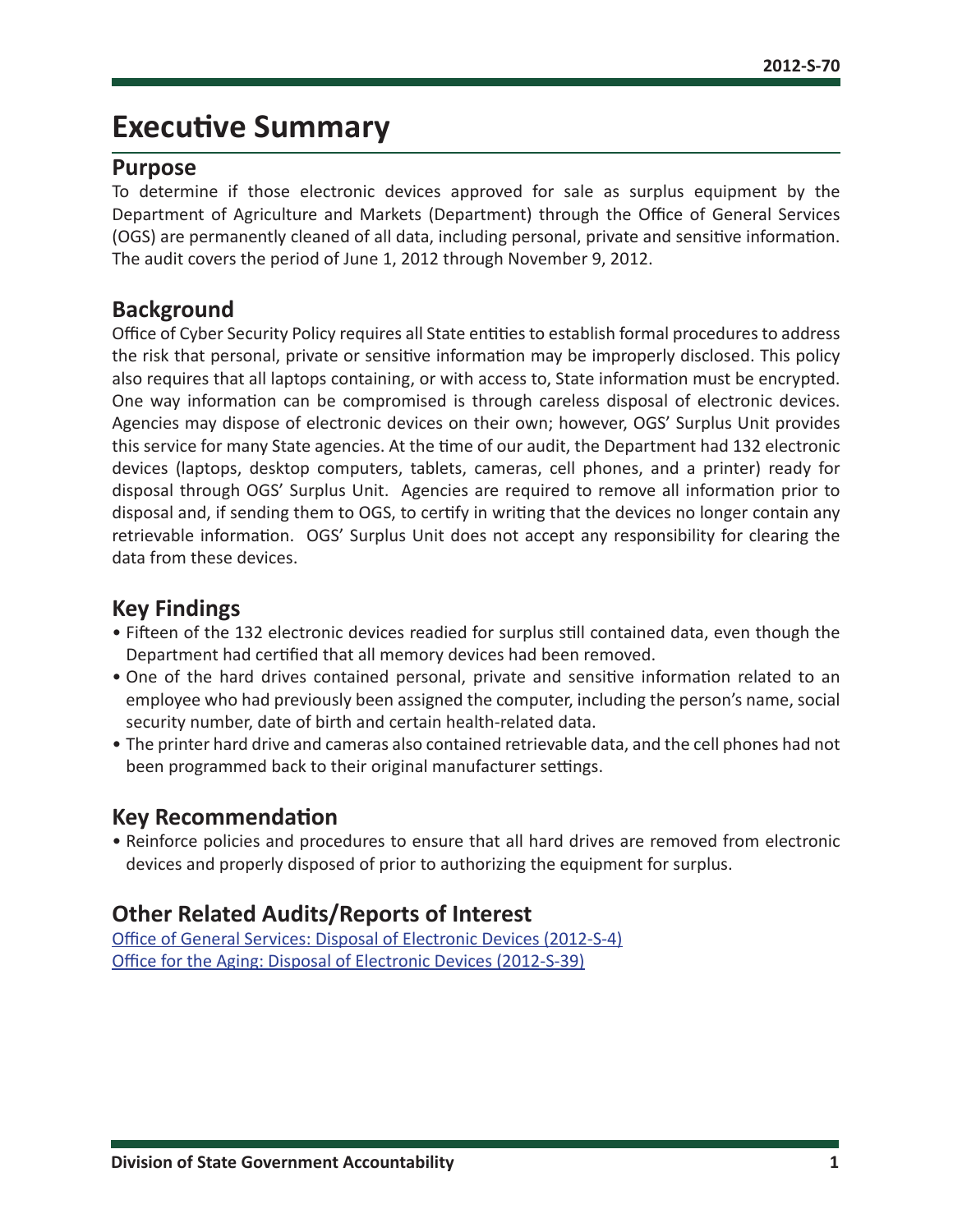# Executive Summary

## Purpose

To determine if those electronic devices approved for sale as surplus equipment by the Department of Agriculture and Markets (Department) through the Office of General Services (OGS) are permanently cleaned of all data, including personal, private and sensitive information. The audit covers the period of June 1, 2012 through November 9, 2012.

## Background

Office of Cyber Security Policy requires all State entities to establish formal procedures to address the risk that personal, private or sensitive information may be improperly disclosed. This policy also requires that all laptops containing, or with access to, State information must be encrypted. One way information can be compromised is through careless disposal of electronic devices. Agencies may dispose of electronic devices on their own; however, OGS' Surplus Unit provides this service for many State agencies. At the time of our audit, the Department had 132 electronic devices (laptops, desktop computers, tablets, cameras, cell phones, and a printer) ready for disposal through OGS' Surplus Unit. Agencies are required to remove all information prior to disposal and, if sending them to OGS, to certify in writing that the devices no longer contain any retrievable information. OGS' Surplus Unit does not accept any responsibility for clearing the data from these devices.

## Key Findings

- Fifteen of the 132 electronic devices readied for surplus still contained data, even though the Department had certified that all memory devices had been removed.
- One of the hard drives contained personal, private and sensitive information related to an employee who had previously been assigned the computer, including the person's name, social security number, date of birth and certain health-related data.
- The printer hard drive and cameras also contained retrievable data, and the cell phones had not been programmed back to their original manufacturer settings.

## Key Recommendation

- Reinforce policies and procedures to ensure that all hard drives are removed from electronic devices and properly disposed of prior to authorizing the equipment for surplus.

## Other Related Audits/Reports of Interest

Office of General Services: Disposal of Electronic Devices (2012-S-4)
Office for the Aging: Disposal of Electronic Devices (2012-S-39)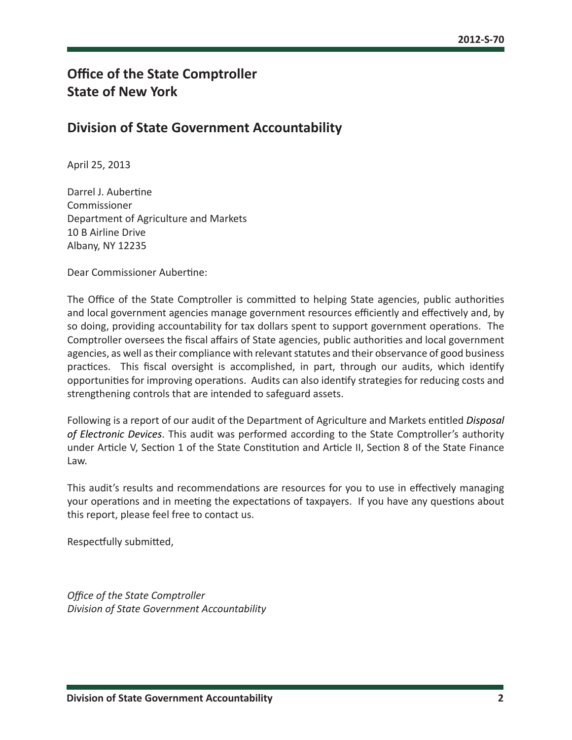# Office of the State Comptroller
# State of New York

## Division of State Government Accountability

April 25, 2013

Darrel J. Aubertine
Commissioner
Department of Agriculture and Markets
10 B Airline Drive
Albany, NY 12235

Dear Commissioner Aubertine:

The Office of the State Comptroller is committed to helping State agencies, public authorities and local government agencies manage government resources efficiently and effectively and, by so doing, providing accountability for tax dollars spent to support government operations. The Comptroller oversees the fiscal affairs of State agencies, public authorities and local government agencies, as well as their compliance with relevant statutes and their observance of good business practices. This fiscal oversight is accomplished, in part, through our audits, which identify opportunities for improving operations. Audits can also identify strategies for reducing costs and strengthening controls that are intended to safeguard assets.

Following is a report of our audit of the Department of Agriculture and Markets entitled *Disposal of Electronic Devices*. This audit was performed according to the State Comptroller's authority under Article V, Section 1 of the State Constitution and Article II, Section 8 of the State Finance Law.

This audit's results and recommendations are resources for you to use in effectively managing your operations and in meeting the expectations of taxpayers. If you have any questions about this report, please feel free to contact us.

Respectfully submitted,

*Office of the State Comptroller*
*Division of State Government Accountability*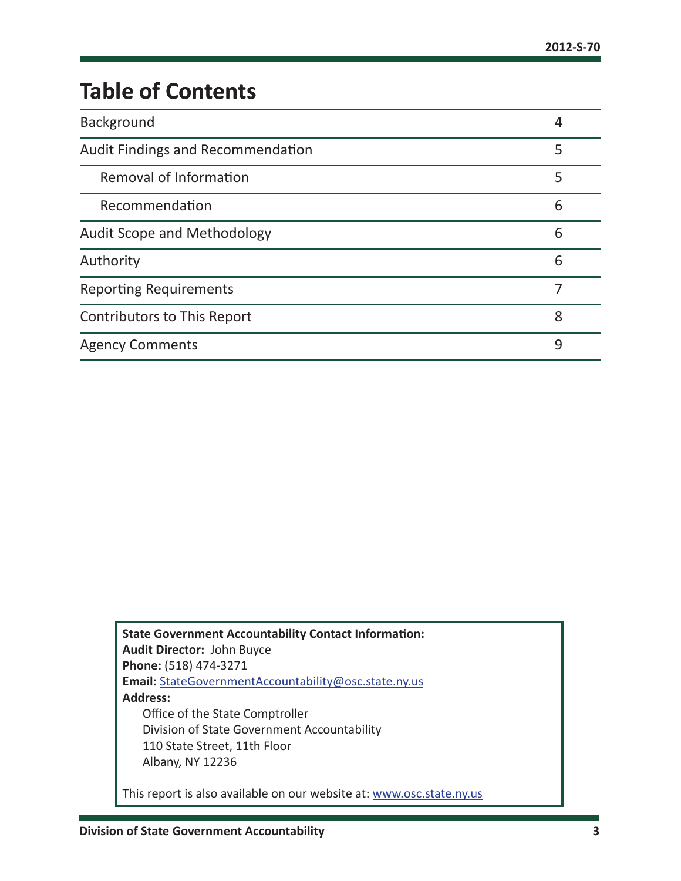# Table of Contents

| | |
|---|---|
| Background | 4 |
| Audit Findings and Recommendation | 5 |
| &nbsp;&nbsp;&nbsp;&nbsp;Removal of Information | 5 |
| &nbsp;&nbsp;&nbsp;&nbsp;Recommendation | 6 |
| Audit Scope and Methodology | 6 |
| Authority | 6 |
| Reporting Requirements | 7 |
| Contributors to This Report | 8 |
| Agency Comments | 9 |

**State Government Accountability Contact Information:**
**Audit Director:** John Buyce
**Phone:** (518) 474-3271
**Email:** StateGovernmentAccountability@osc.state.ny.us
**Address:**
Office of the State Comptroller
Division of State Government Accountability
110 State Street, 11th Floor
Albany, NY 12236

This report is also available on our website at: www.osc.state.ny.us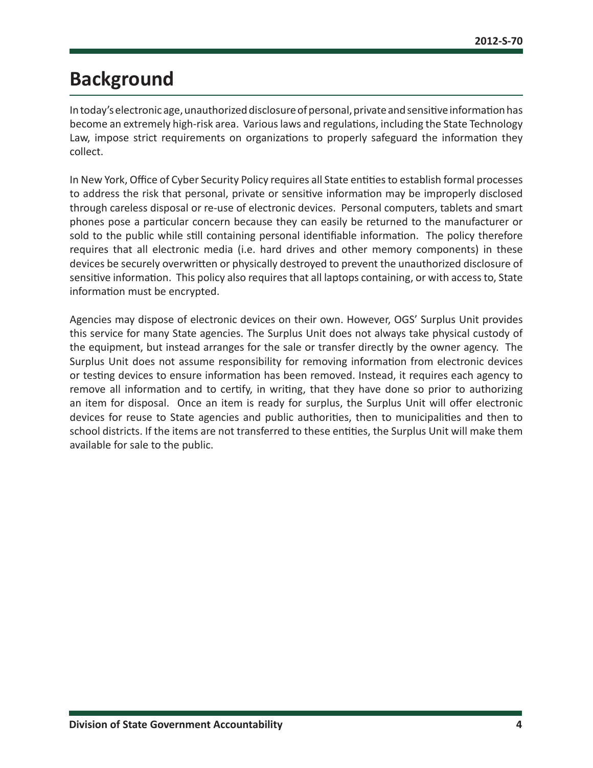# Background

In today's electronic age, unauthorized disclosure of personal, private and sensitive information has become an extremely high-risk area. Various laws and regulations, including the State Technology Law, impose strict requirements on organizations to properly safeguard the information they collect.

In New York, Office of Cyber Security Policy requires all State entities to establish formal processes to address the risk that personal, private or sensitive information may be improperly disclosed through careless disposal or re-use of electronic devices. Personal computers, tablets and smart phones pose a particular concern because they can easily be returned to the manufacturer or sold to the public while still containing personal identifiable information. The policy therefore requires that all electronic media (i.e. hard drives and other memory components) in these devices be securely overwritten or physically destroyed to prevent the unauthorized disclosure of sensitive information. This policy also requires that all laptops containing, or with access to, State information must be encrypted.

Agencies may dispose of electronic devices on their own. However, OGS' Surplus Unit provides this service for many State agencies. The Surplus Unit does not always take physical custody of the equipment, but instead arranges for the sale or transfer directly by the owner agency. The Surplus Unit does not assume responsibility for removing information from electronic devices or testing devices to ensure information has been removed. Instead, it requires each agency to remove all information and to certify, in writing, that they have done so prior to authorizing an item for disposal. Once an item is ready for surplus, the Surplus Unit will offer electronic devices for reuse to State agencies and public authorities, then to municipalities and then to school districts. If the items are not transferred to these entities, the Surplus Unit will make them available for sale to the public.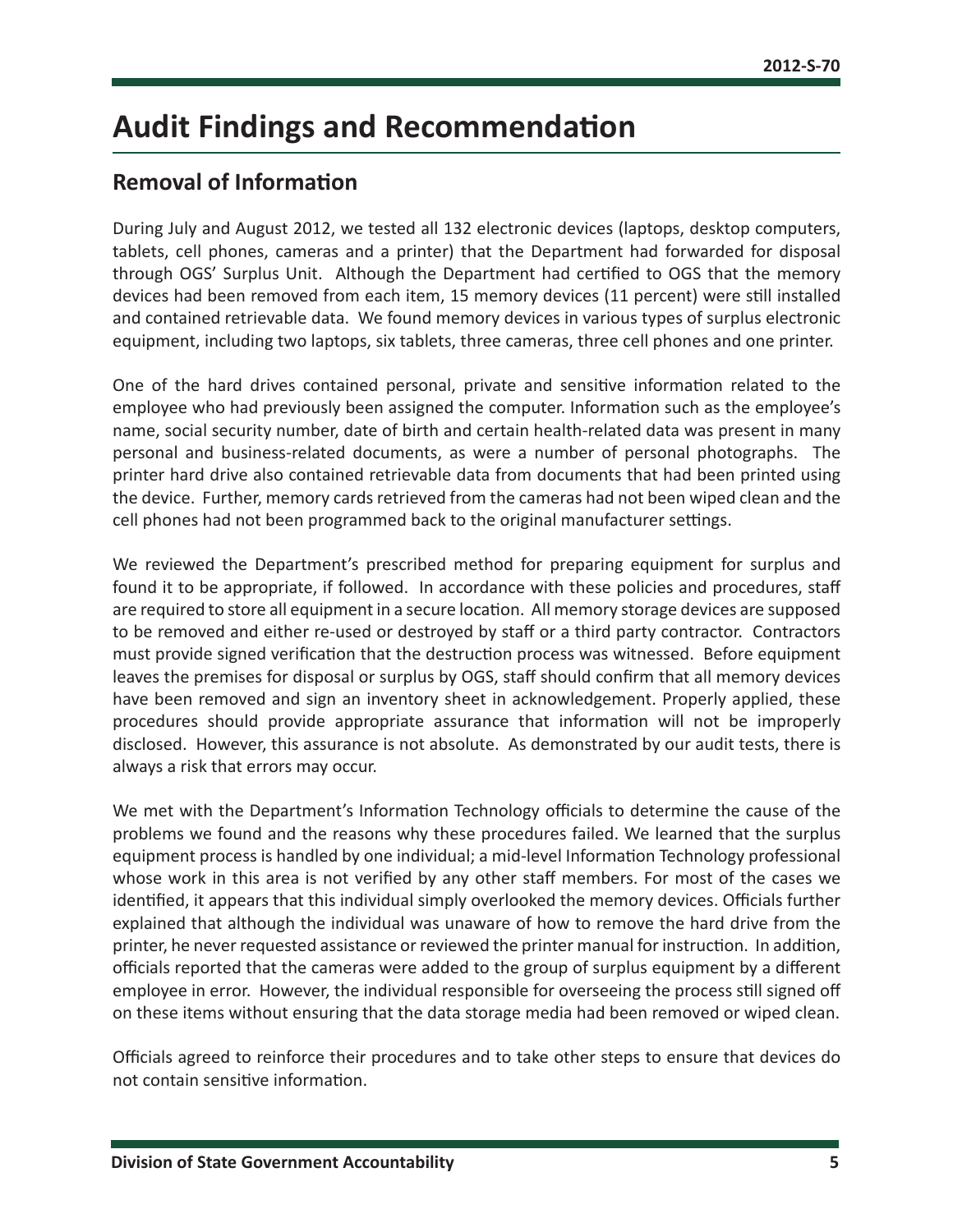# Audit Findings and Recommendation

## Removal of Information

During July and August 2012, we tested all 132 electronic devices (laptops, desktop computers, tablets, cell phones, cameras and a printer) that the Department had forwarded for disposal through OGS' Surplus Unit. Although the Department had certified to OGS that the memory devices had been removed from each item, 15 memory devices (11 percent) were still installed and contained retrievable data. We found memory devices in various types of surplus electronic equipment, including two laptops, six tablets, three cameras, three cell phones and one printer.

One of the hard drives contained personal, private and sensitive information related to the employee who had previously been assigned the computer. Information such as the employee's name, social security number, date of birth and certain health-related data was present in many personal and business-related documents, as were a number of personal photographs. The printer hard drive also contained retrievable data from documents that had been printed using the device. Further, memory cards retrieved from the cameras had not been wiped clean and the cell phones had not been programmed back to the original manufacturer settings.

We reviewed the Department's prescribed method for preparing equipment for surplus and found it to be appropriate, if followed. In accordance with these policies and procedures, staff are required to store all equipment in a secure location. All memory storage devices are supposed to be removed and either re-used or destroyed by staff or a third party contractor. Contractors must provide signed verification that the destruction process was witnessed. Before equipment leaves the premises for disposal or surplus by OGS, staff should confirm that all memory devices have been removed and sign an inventory sheet in acknowledgement. Properly applied, these procedures should provide appropriate assurance that information will not be improperly disclosed. However, this assurance is not absolute. As demonstrated by our audit tests, there is always a risk that errors may occur.

We met with the Department's Information Technology officials to determine the cause of the problems we found and the reasons why these procedures failed. We learned that the surplus equipment process is handled by one individual; a mid-level Information Technology professional whose work in this area is not verified by any other staff members. For most of the cases we identified, it appears that this individual simply overlooked the memory devices. Officials further explained that although the individual was unaware of how to remove the hard drive from the printer, he never requested assistance or reviewed the printer manual for instruction. In addition, officials reported that the cameras were added to the group of surplus equipment by a different employee in error. However, the individual responsible for overseeing the process still signed off on these items without ensuring that the data storage media had been removed or wiped clean.

Officials agreed to reinforce their procedures and to take other steps to ensure that devices do not contain sensitive information.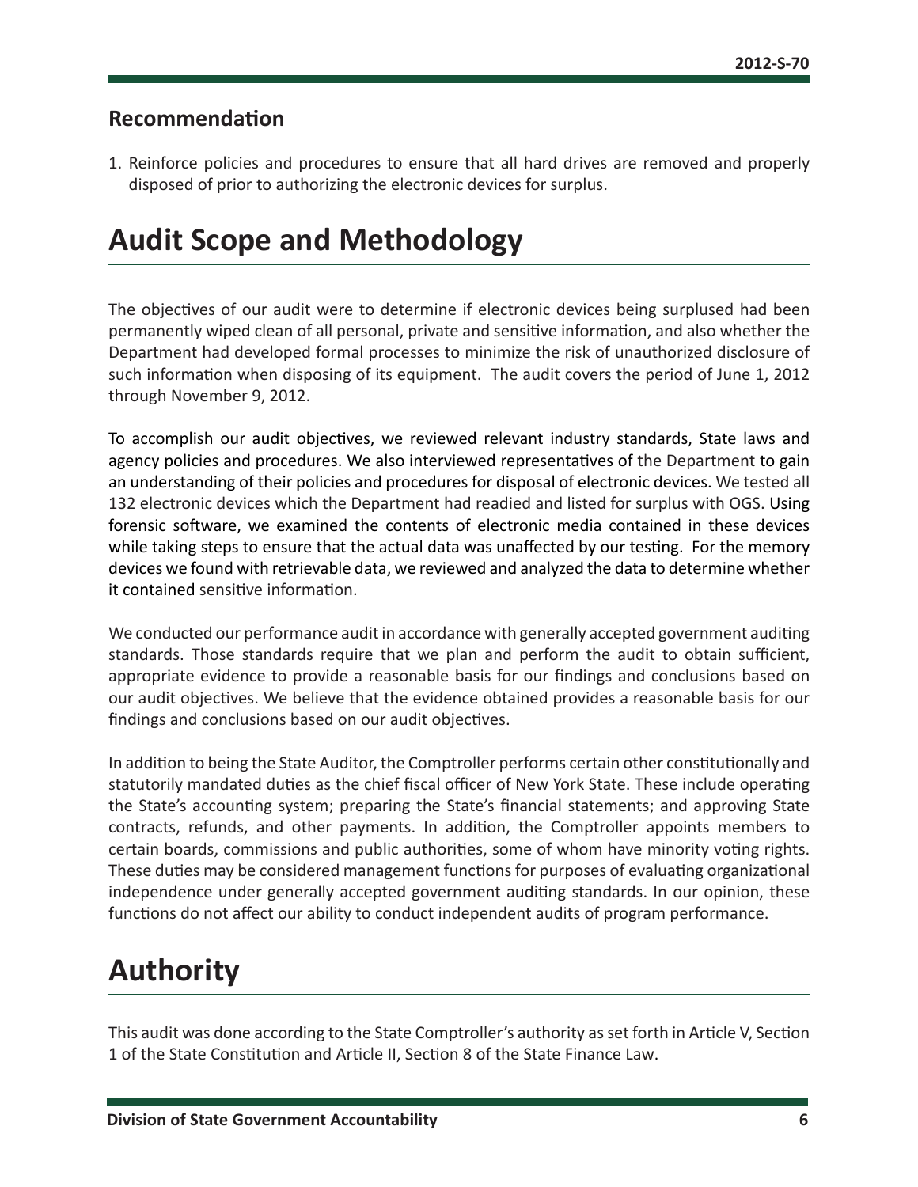### Recommendation

1. Reinforce policies and procedures to ensure that all hard drives are removed and properly disposed of prior to authorizing the electronic devices for surplus.

# Audit Scope and Methodology

The objectives of our audit were to determine if electronic devices being surplused had been permanently wiped clean of all personal, private and sensitive information, and also whether the Department had developed formal processes to minimize the risk of unauthorized disclosure of such information when disposing of its equipment. The audit covers the period of June 1, 2012 through November 9, 2012.

To accomplish our audit objectives, we reviewed relevant industry standards, State laws and agency policies and procedures. We also interviewed representatives of the Department to gain an understanding of their policies and procedures for disposal of electronic devices. We tested all 132 electronic devices which the Department had readied and listed for surplus with OGS. Using forensic software, we examined the contents of electronic media contained in these devices while taking steps to ensure that the actual data was unaffected by our testing. For the memory devices we found with retrievable data, we reviewed and analyzed the data to determine whether it contained sensitive information.

We conducted our performance audit in accordance with generally accepted government auditing standards. Those standards require that we plan and perform the audit to obtain sufficient, appropriate evidence to provide a reasonable basis for our findings and conclusions based on our audit objectives. We believe that the evidence obtained provides a reasonable basis for our findings and conclusions based on our audit objectives.

In addition to being the State Auditor, the Comptroller performs certain other constitutionally and statutorily mandated duties as the chief fiscal officer of New York State. These include operating the State's accounting system; preparing the State's financial statements; and approving State contracts, refunds, and other payments. In addition, the Comptroller appoints members to certain boards, commissions and public authorities, some of whom have minority voting rights. These duties may be considered management functions for purposes of evaluating organizational independence under generally accepted government auditing standards. In our opinion, these functions do not affect our ability to conduct independent audits of program performance.

# Authority

This audit was done according to the State Comptroller's authority as set forth in Article V, Section 1 of the State Constitution and Article II, Section 8 of the State Finance Law.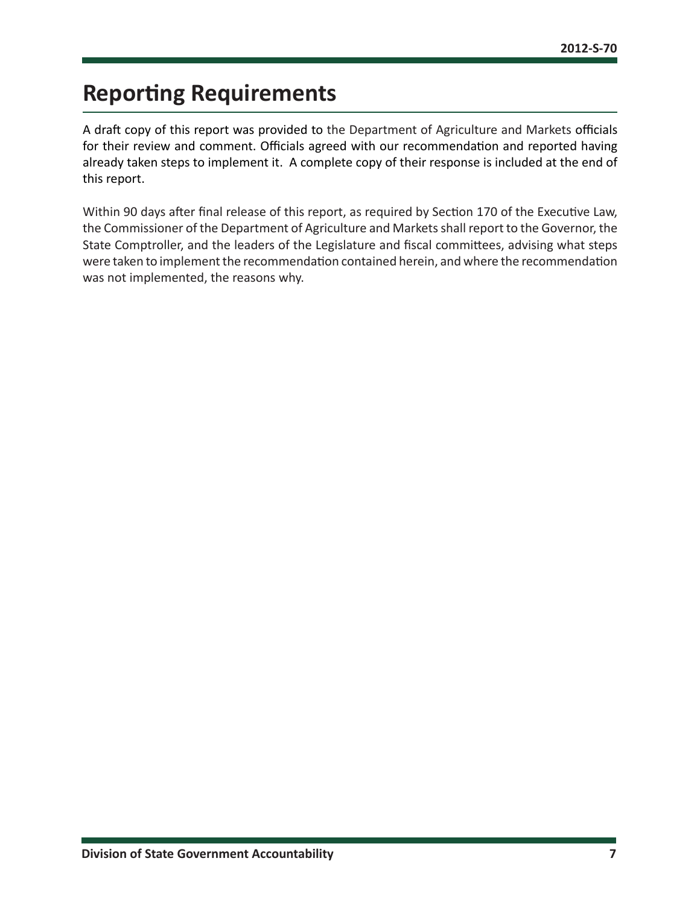# Reporting Requirements

A draft copy of this report was provided to the Department of Agriculture and Markets officials for their review and comment. Officials agreed with our recommendation and reported having already taken steps to implement it. A complete copy of their response is included at the end of this report.

Within 90 days after final release of this report, as required by Section 170 of the Executive Law, the Commissioner of the Department of Agriculture and Markets shall report to the Governor, the State Comptroller, and the leaders of the Legislature and fiscal committees, advising what steps were taken to implement the recommendation contained herein, and where the recommendation was not implemented, the reasons why.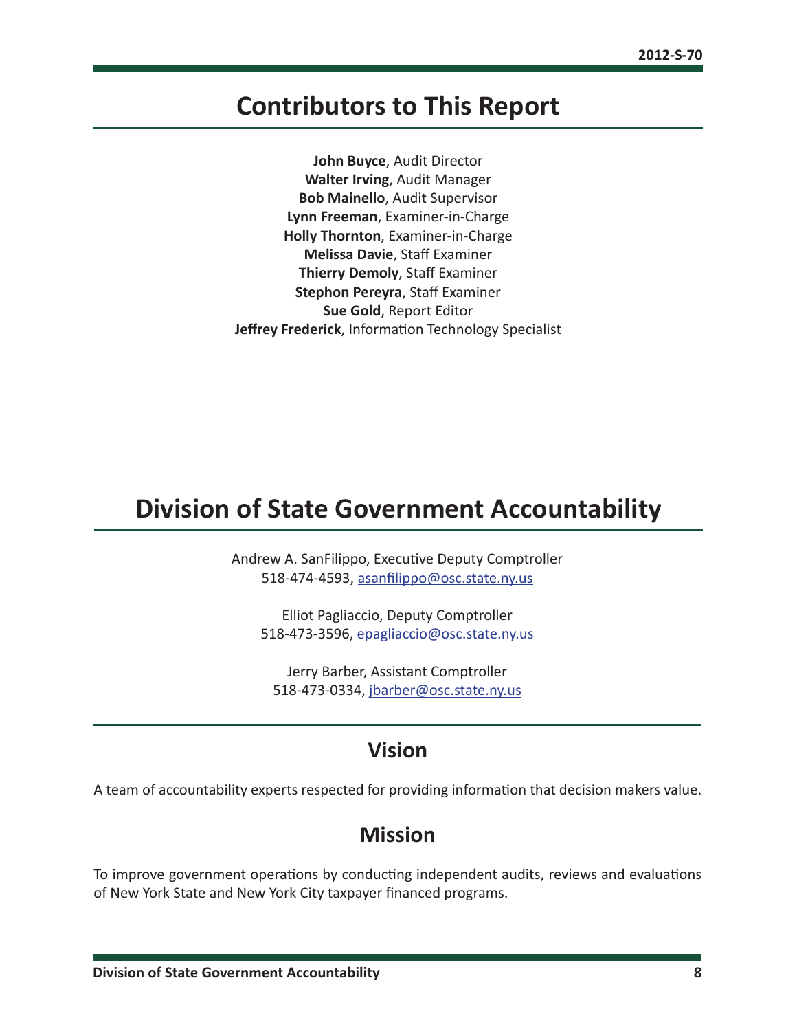## Contributors to This Report

**John Buyce**, Audit Director
**Walter Irving**, Audit Manager
**Bob Mainello**, Audit Supervisor
**Lynn Freeman**, Examiner-in-Charge
**Holly Thornton**, Examiner-in-Charge
**Melissa Davie**, Staff Examiner
**Thierry Demoly**, Staff Examiner
**Stephon Pereyra**, Staff Examiner
**Sue Gold**, Report Editor
**Jeffrey Frederick**, Information Technology Specialist

## Division of State Government Accountability

Andrew A. SanFilippo, Executive Deputy Comptroller
518-474-4593, asanfilippo@osc.state.ny.us

Elliot Pagliaccio, Deputy Comptroller
518-473-3596, epagliaccio@osc.state.ny.us

Jerry Barber, Assistant Comptroller
518-473-0334, jbarber@osc.state.ny.us

### Vision

A team of accountability experts respected for providing information that decision makers value.

### Mission

To improve government operations by conducting independent audits, reviews and evaluations of New York State and New York City taxpayer financed programs.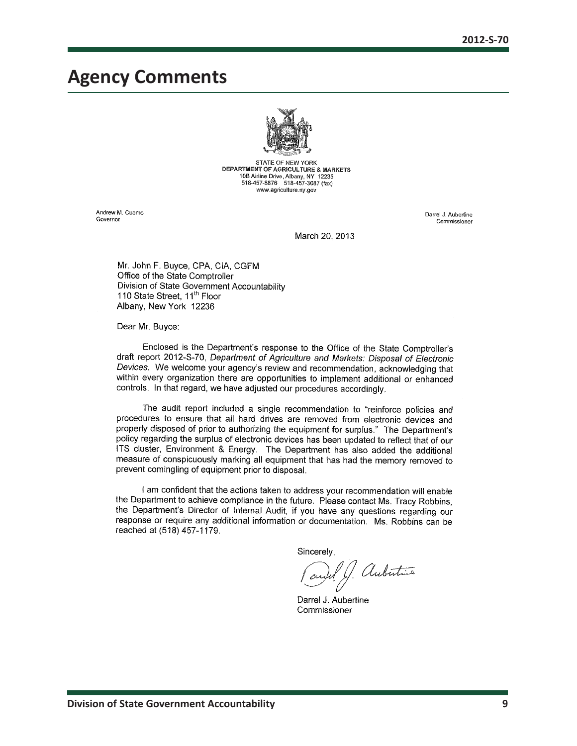# Agency Comments

STATE OF NEW YORK
**DEPARTMENT OF AGRICULTURE & MARKETS**
10B Airline Drive, Albany, NY 12235
518-457-8876 518-457-3087 (fax)
www.agriculture.ny.gov

Andrew M. Cuomo
Governor

Darrel J. Aubertine
Commissioner

March 20, 2013

Mr. John F. Buyce, CPA, CIA, CGFM
Office of the State Comptroller
Division of State Government Accountability
110 State Street, 11th Floor
Albany, New York 12236

Dear Mr. Buyce:

Enclosed is the Department's response to the Office of the State Comptroller's draft report 2012-S-70, *Department of Agriculture and Markets: Disposal of Electronic Devices.* We welcome your agency's review and recommendation, acknowledging that within every organization there are opportunities to implement additional or enhanced controls. In that regard, we have adjusted our procedures accordingly.

The audit report included a single recommendation to "reinforce policies and procedures to ensure that all hard drives are removed from electronic devices and properly disposed of prior to authorizing the equipment for surplus." The Department's policy regarding the surplus of electronic devices has been updated to reflect that of our ITS cluster, Environment & Energy. The Department has also added the additional measure of conspicuously marking all equipment that has had the memory removed to prevent comingling of equipment prior to disposal.

I am confident that the actions taken to address your recommendation will enable the Department to achieve compliance in the future. Please contact Ms. Tracy Robbins, the Department's Director of Internal Audit, if you have any questions regarding our response or require any additional information or documentation. Ms. Robbins can be reached at (518) 457-1179.

Sincerely,

Darrel J. Aubertine
Commissioner